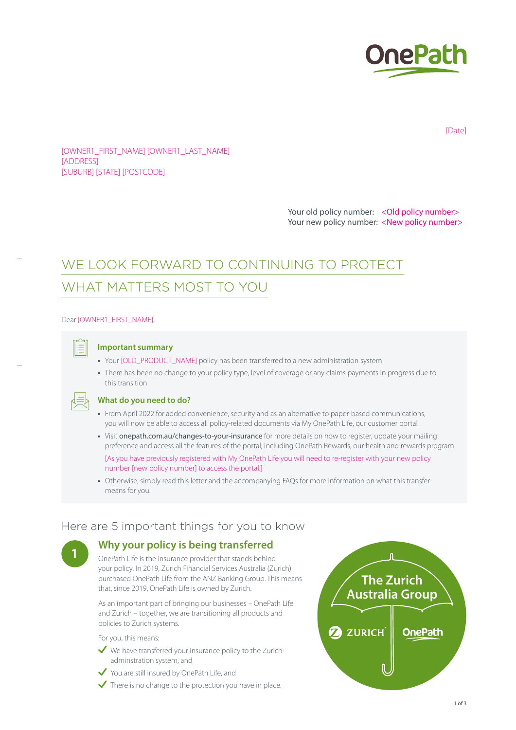[Date]

[OWNER1_FIRST_NAME] [OWNER1_LAST_NAME]
[ADDRESS]
[SUBURB] [STATE] [POSTCODE]

Your old policy number: <Old policy number>
Your new policy number: <New policy number>

# WE LOOK FORWARD TO CONTINUING TO PROTECT WHAT MATTERS MOST TO YOU

Dear [OWNER1_FIRST_NAME],

### Important summary

- Your [OLD_PRODUCT_NAME] policy has been transferred to a new administration system
- There has been no change to your policy type, level of coverage or any claims payments in progress due to this transition

### What do you need to do?

- From April 2022 for added convenience, security and as an alternative to paper-based communications, you will now be able to access all policy-related documents via My OnePath Life, our customer portal
- Visit onepath.com.au/changes-to-your-insurance for more details on how to register, update your mailing preference and access all the features of the portal, including OnePath Rewards, our health and rewards program

  [As you have previously registered with My OnePath Life you will need to re-register with your new policy number [new policy number] to access the portal.]
- Otherwise, simply read this letter and the accompanying FAQs for more information on what this transfer means for you.

## Here are 5 important things for you to know

### 1 Why your policy is being transferred

OnePath Life is the insurance provider that stands behind your policy. In 2019, Zurich Financial Services Australia (Zurich) purchased OnePath Life from the ANZ Banking Group. This means that, since 2019, OnePath Life is owned by Zurich.

As an important part of bringing our businesses – OnePath Life and Zurich – together, we are transitioning all products and policies to Zurich systems.

For you, this means:

- ✓ We have transferred your insurance policy to the Zurich adminstration system, and
- ✓ You are still insured by OnePath Life, and
- ✓ There is no change to the protection you have in place.

The Zurich Australia Group

ZURICH | OnePath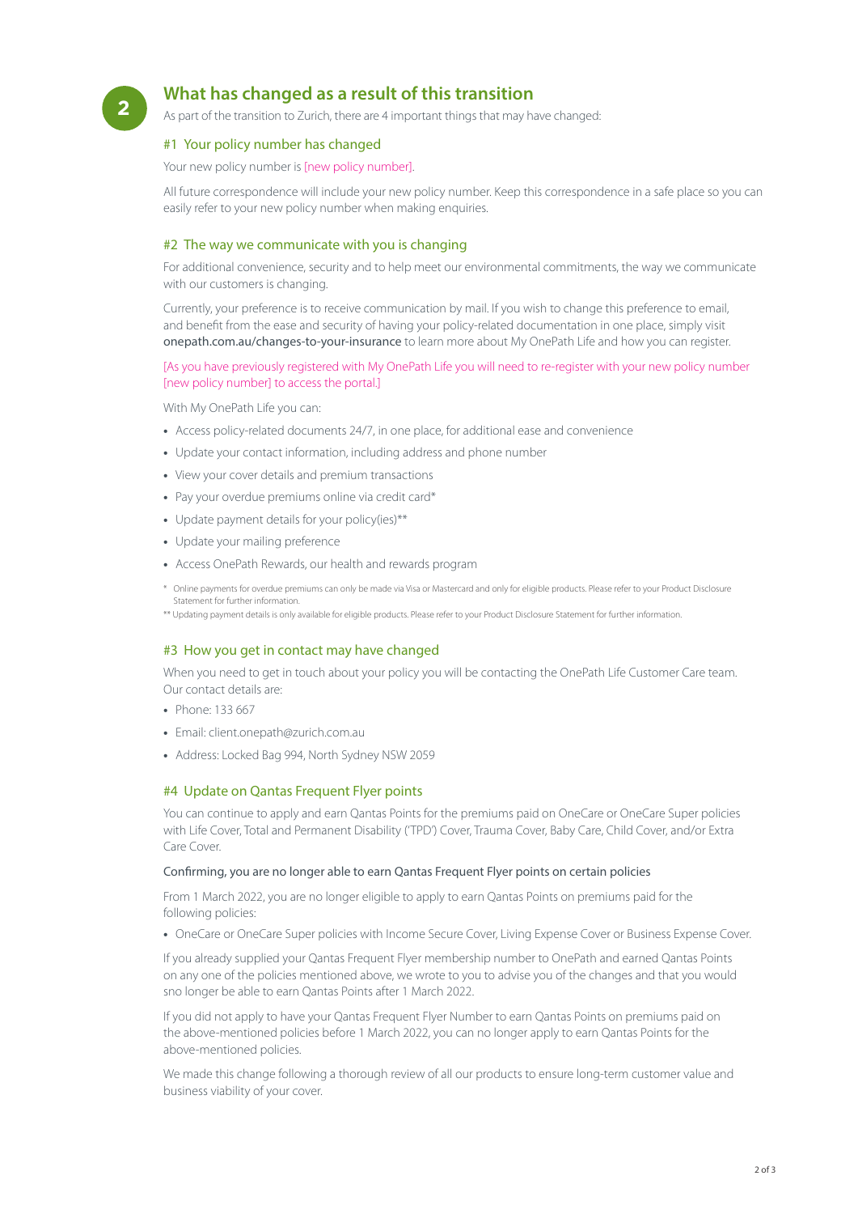## 2 What has changed as a result of this transition

As part of the transition to Zurich, there are 4 important things that may have changed:

### #1 Your policy number has changed

Your new policy number is [new policy number].

All future correspondence will include your new policy number. Keep this correspondence in a safe place so you can easily refer to your new policy number when making enquiries.

### #2 The way we communicate with you is changing

For additional convenience, security and to help meet our environmental commitments, the way we communicate with our customers is changing.

Currently, your preference is to receive communication by mail. If you wish to change this preference to email, and benefit from the ease and security of having your policy-related documentation in one place, simply visit **onepath.com.au/changes-to-your-insurance** to learn more about My OnePath Life and how you can register.

[As you have previously registered with My OnePath Life you will need to re-register with your new policy number [new policy number] to access the portal.]

With My OnePath Life you can:

- Access policy-related documents 24/7, in one place, for additional ease and convenience
- Update your contact information, including address and phone number
- View your cover details and premium transactions
- Pay your overdue premiums online via credit card*
- Update payment details for your policy(ies)**
- Update your mailing preference
- Access OnePath Rewards, our health and rewards program

\* Online payments for overdue premiums can only be made via Visa or Mastercard and only for eligible products. Please refer to your Product Disclosure Statement for further information.

** Updating payment details is only available for eligible products. Please refer to your Product Disclosure Statement for further information.

### #3 How you get in contact may have changed

When you need to get in touch about your policy you will be contacting the OnePath Life Customer Care team. Our contact details are:

- Phone: 133 667
- Email: client.onepath@zurich.com.au
- Address: Locked Bag 994, North Sydney NSW 2059

### #4 Update on Qantas Frequent Flyer points

You can continue to apply and earn Qantas Points for the premiums paid on OneCare or OneCare Super policies with Life Cover, Total and Permanent Disability ('TPD') Cover, Trauma Cover, Baby Care, Child Cover, and/or Extra Care Cover.

**Confirming, you are no longer able to earn Qantas Frequent Flyer points on certain policies**

From 1 March 2022, you are no longer eligible to apply to earn Qantas Points on premiums paid for the following policies:

- OneCare or OneCare Super policies with Income Secure Cover, Living Expense Cover or Business Expense Cover.

If you already supplied your Qantas Frequent Flyer membership number to OnePath and earned Qantas Points on any one of the policies mentioned above, we wrote to you to advise you of the changes and that you would sno longer be able to earn Qantas Points after 1 March 2022.

If you did not apply to have your Qantas Frequent Flyer Number to earn Qantas Points on premiums paid on the above-mentioned policies before 1 March 2022, you can no longer apply to earn Qantas Points for the above-mentioned policies.

We made this change following a thorough review of all our products to ensure long-term customer value and business viability of your cover.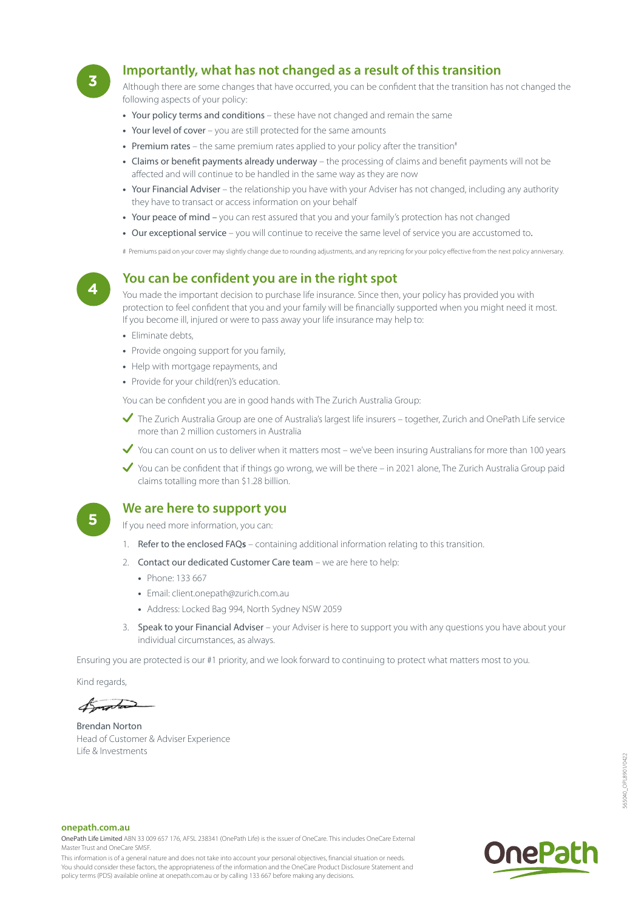## 3 Importantly, what has not changed as a result of this transition

Although there are some changes that have occurred, you can be confident that the transition has not changed the following aspects of your policy:

- Your policy terms and conditions – these have not changed and remain the same
- Your level of cover – you are still protected for the same amounts
- Premium rates – the same premium rates applied to your policy after the transition[#]
- Claims or benefit payments already underway – the processing of claims and benefit payments will not be affected and will continue to be handled in the same way as they are now
- Your Financial Adviser – the relationship you have with your Adviser has not changed, including any authority they have to transact or access information on your behalf
- Your peace of mind – you can rest assured that you and your family's protection has not changed
- Our exceptional service – you will continue to receive the same level of service you are accustomed to.

# Premiums paid on your cover may slightly change due to rounding adjustments, and any repricing for your policy effective from the next policy anniversary.

## 4 You can be confident you are in the right spot

You made the important decision to purchase life insurance. Since then, your policy has provided you with protection to feel confident that you and your family will be financially supported when you might need it most. If you become ill, injured or were to pass away your life insurance may help to:

- Eliminate debts,
- Provide ongoing support for you family,
- Help with mortgage repayments, and
- Provide for your child(ren)'s education.

You can be confident you are in good hands with The Zurich Australia Group:

- ✓ The Zurich Australia Group are one of Australia's largest life insurers – together, Zurich and OnePath Life service more than 2 million customers in Australia
- ✓ You can count on us to deliver when it matters most – we've been insuring Australians for more than 100 years
- ✓ You can be confident that if things go wrong, we will be there – in 2021 alone, The Zurich Australia Group paid claims totalling more than $1.28 billion.

## 5 We are here to support you

If you need more information, you can:

1. Refer to the enclosed FAQs – containing additional information relating to this transition.
2. Contact our dedicated Customer Care team – we are here to help:
   - Phone: 133 667
   - Email: client.onepath@zurich.com.au
   - Address: Locked Bag 994, North Sydney NSW 2059
3. Speak to your Financial Adviser – your Adviser is here to support you with any questions you have about your individual circumstances, as always.

Ensuring you are protected is our #1 priority, and we look forward to continuing to protect what matters most to you.

Kind regards,

Brendan Norton
Head of Customer & Adviser Experience
Life & Investments

565040_OPL8901/0422

**onepath.com.au**

OnePath Life Limited ABN 33 009 657 176, AFSL 238341 (OnePath Life) is the issuer of OneCare. This includes OneCare External Master Trust and OneCare SMSF.

This information is of a general nature and does not take into account your personal objectives, financial situation or needs. You should consider these factors, the appropriateness of the information and the OneCare Product Disclosure Statement and policy terms (PDS) available online at onepath.com.au or by calling 133 667 before making any decisions.

OnePath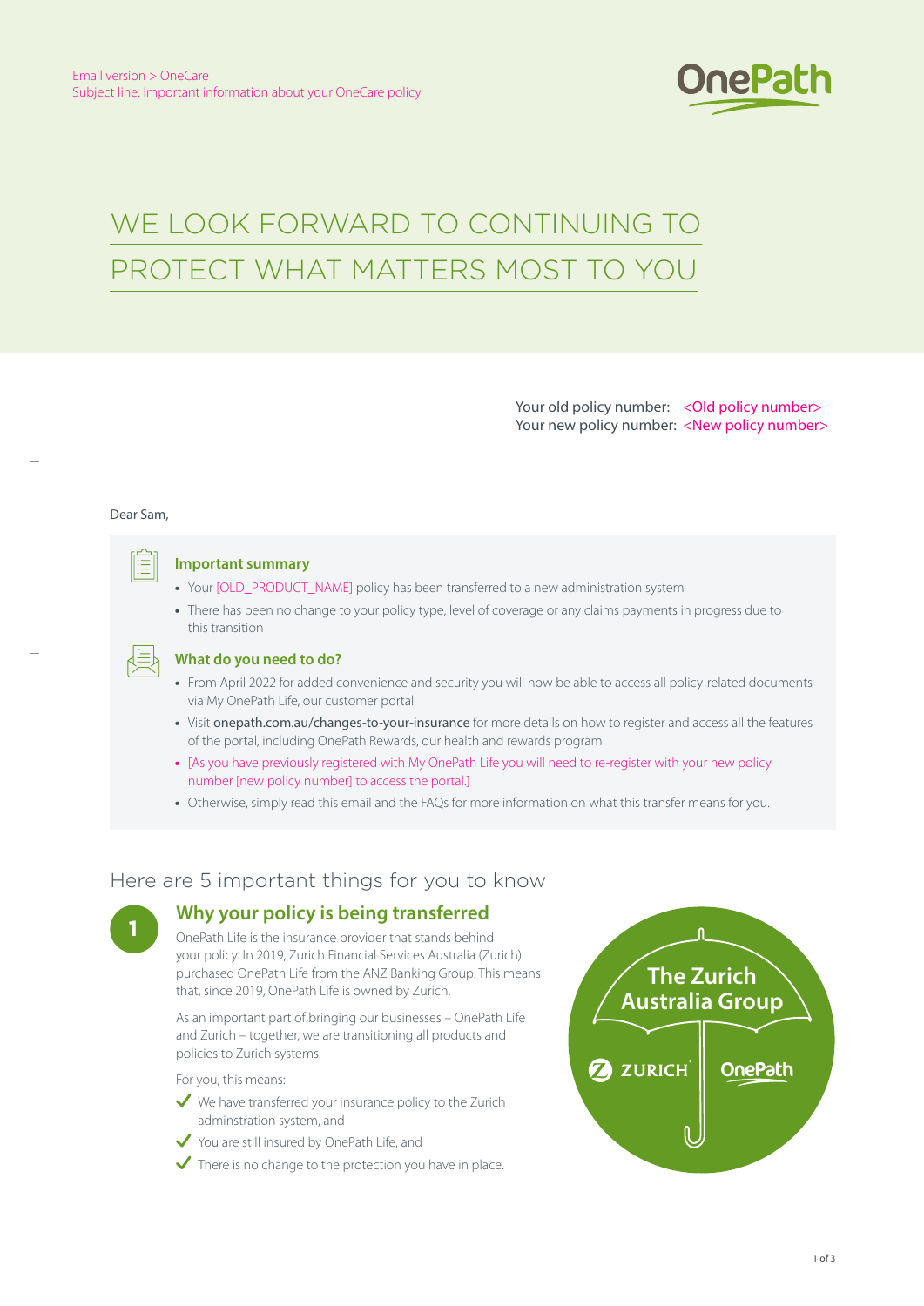Email version > OneCare
Subject line: Important information about your OneCare policy

# WE LOOK FORWARD TO CONTINUING TO PROTECT WHAT MATTERS MOST TO YOU

Your old policy number: <Old policy number>
Your new policy number: <New policy number>

Dear Sam,

### Important summary

- Your [OLD_PRODUCT_NAME] policy has been transferred to a new administration system
- There has been no change to your policy type, level of coverage or any claims payments in progress due to this transition

### What do you need to do?

- From April 2022 for added convenience and security you will now be able to access all policy-related documents via My OnePath Life, our customer portal
- Visit onepath.com.au/changes-to-your-insurance for more details on how to register and access all the features of the portal, including OnePath Rewards, our health and rewards program
- [As you have previously registered with My OnePath Life you will need to re-register with your new policy number [new policy number] to access the portal.]
- Otherwise, simply read this email and the FAQs for more information on what this transfer means for you.

## Here are 5 important things for you to know

### 1 Why your policy is being transferred

OnePath Life is the insurance provider that stands behind your policy. In 2019, Zurich Financial Services Australia (Zurich) purchased OnePath Life from the ANZ Banking Group. This means that, since 2019, OnePath Life is owned by Zurich.

As an important part of bringing our businesses – OnePath Life and Zurich – together, we are transitioning all products and policies to Zurich systems.

For you, this means:

- ✔ We have transferred your insurance policy to the Zurich adminstration system, and
- ✔ You are still insured by OnePath Life, and
- ✔ There is no change to the protection you have in place.

The Zurich Australia Group

ZURICH | OnePath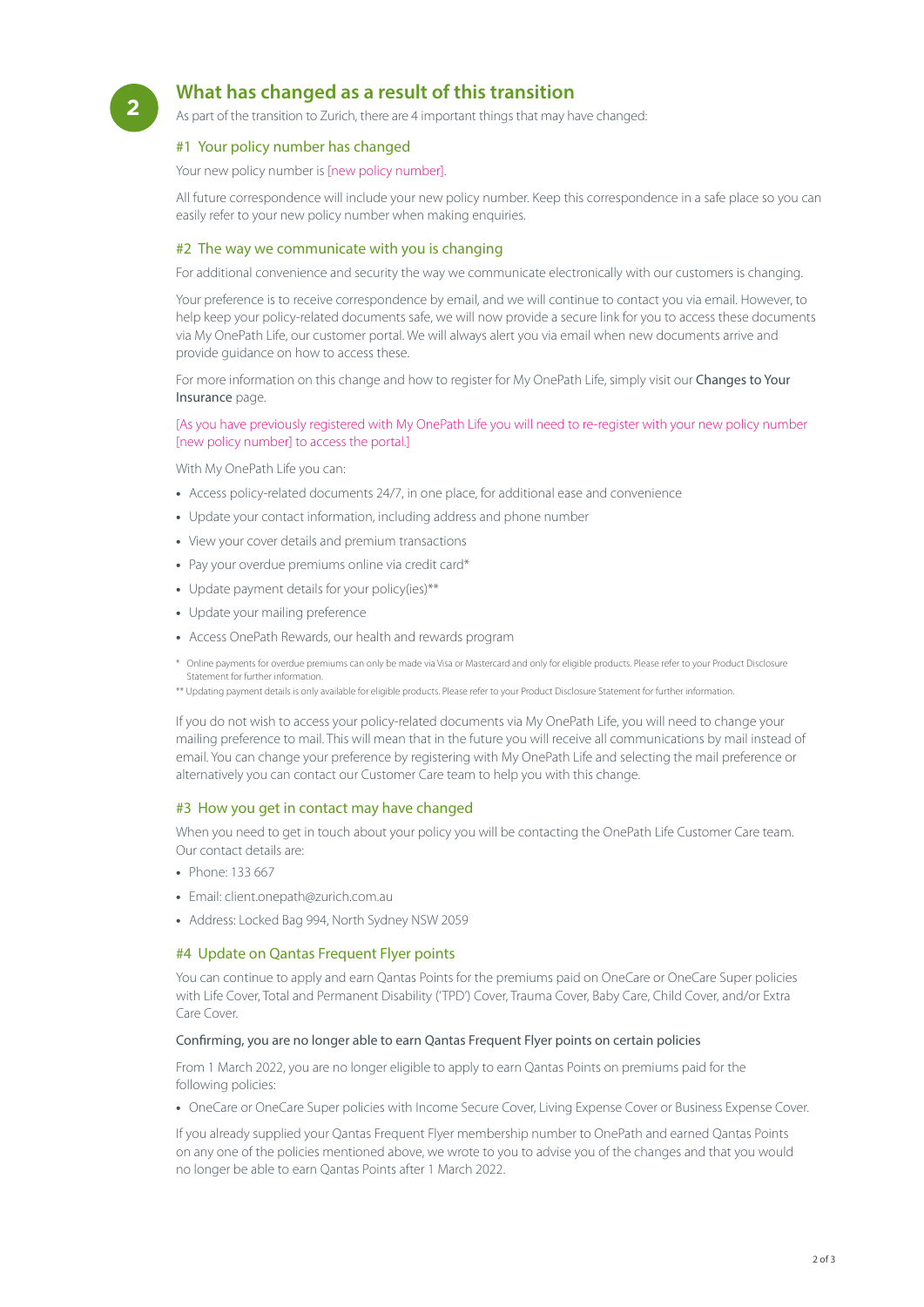## 2 What has changed as a result of this transition

As part of the transition to Zurich, there are 4 important things that may have changed:

### #1 Your policy number has changed

Your new policy number is [new policy number].

All future correspondence will include your new policy number. Keep this correspondence in a safe place so you can easily refer to your new policy number when making enquiries.

### #2 The way we communicate with you is changing

For additional convenience and security the way we communicate electronically with our customers is changing.

Your preference is to receive correspondence by email, and we will continue to contact you via email. However, to help keep your policy-related documents safe, we will now provide a secure link for you to access these documents via My OnePath Life, our customer portal. We will always alert you via email when new documents arrive and provide guidance on how to access these.

For more information on this change and how to register for My OnePath Life, simply visit our **Changes to Your Insurance** page.

[As you have previously registered with My OnePath Life you will need to re-register with your new policy number [new policy number] to access the portal.]

With My OnePath Life you can:

- Access policy-related documents 24/7, in one place, for additional ease and convenience
- Update your contact information, including address and phone number
- View your cover details and premium transactions
- Pay your overdue premiums online via credit card*
- Update payment details for your policy(ies)**
- Update your mailing preference
- Access OnePath Rewards, our health and rewards program

\* Online payments for overdue premiums can only be made via Visa or Mastercard and only for eligible products. Please refer to your Product Disclosure Statement for further information.

** Updating payment details is only available for eligible products. Please refer to your Product Disclosure Statement for further information.

If you do not wish to access your policy-related documents via My OnePath Life, you will need to change your mailing preference to mail. This will mean that in the future you will receive all communications by mail instead of email. You can change your preference by registering with My OnePath Life and selecting the mail preference or alternatively you can contact our Customer Care team to help you with this change.

### #3 How you get in contact may have changed

When you need to get in touch about your policy you will be contacting the OnePath Life Customer Care team. Our contact details are:

- Phone: 133 667
- Email: client.onepath@zurich.com.au
- Address: Locked Bag 994, North Sydney NSW 2059

### #4 Update on Qantas Frequent Flyer points

You can continue to apply and earn Qantas Points for the premiums paid on OneCare or OneCare Super policies with Life Cover, Total and Permanent Disability ('TPD') Cover, Trauma Cover, Baby Care, Child Cover, and/or Extra Care Cover.

**Confirming, you are no longer able to earn Qantas Frequent Flyer points on certain policies**

From 1 March 2022, you are no longer eligible to apply to earn Qantas Points on premiums paid for the following policies:

- OneCare or OneCare Super policies with Income Secure Cover, Living Expense Cover or Business Expense Cover.

If you already supplied your Qantas Frequent Flyer membership number to OnePath and earned Qantas Points on any one of the policies mentioned above, we wrote to you to advise you of the changes and that you would no longer be able to earn Qantas Points after 1 March 2022.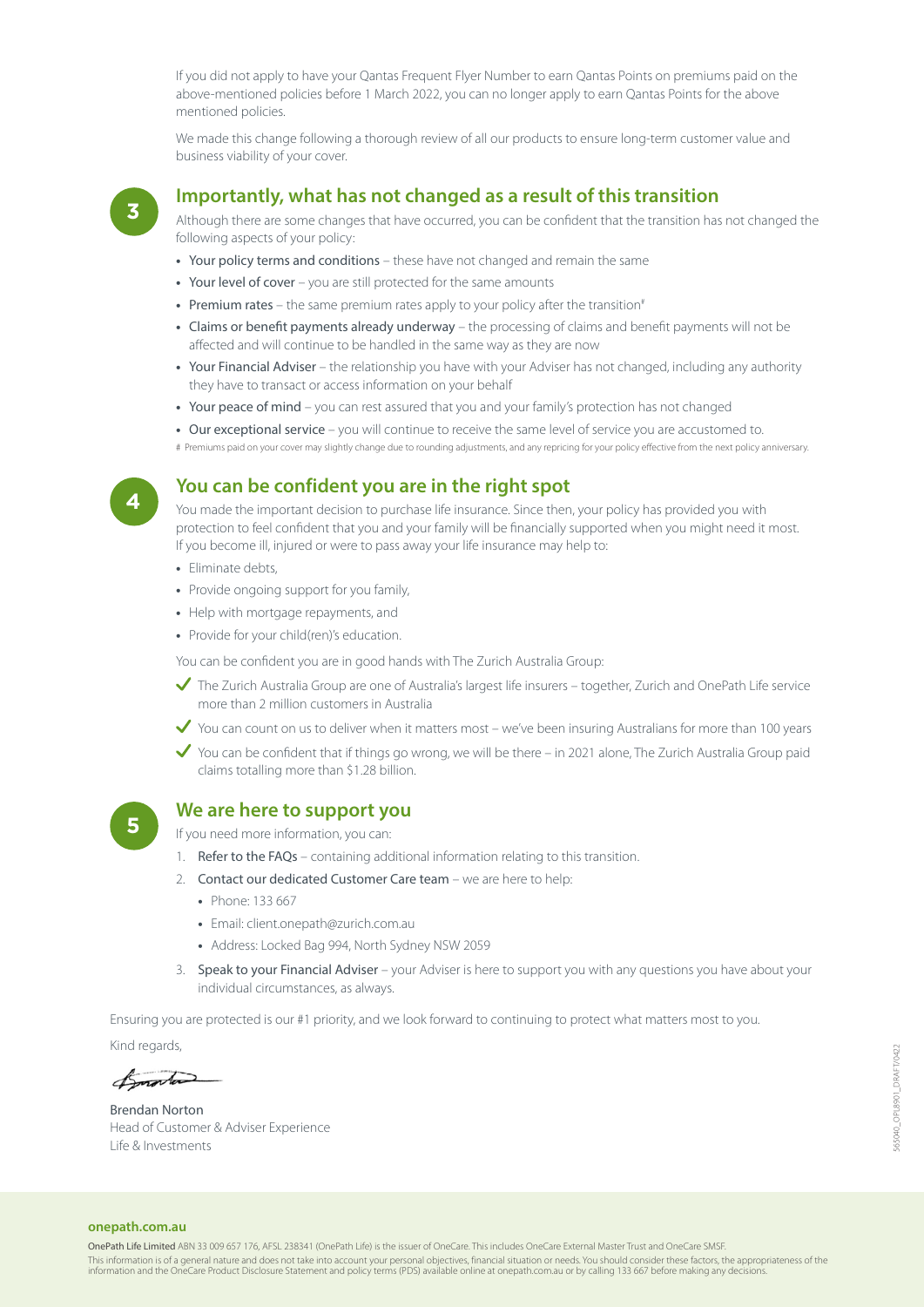If you did not apply to have your Qantas Frequent Flyer Number to earn Qantas Points on premiums paid on the above-mentioned policies before 1 March 2022, you can no longer apply to earn Qantas Points for the above mentioned policies.

We made this change following a thorough review of all our products to ensure long-term customer value and business viability of your cover.

## 3 Importantly, what has not changed as a result of this transition

Although there are some changes that have occurred, you can be confident that the transition has not changed the following aspects of your policy:

- Your policy terms and conditions – these have not changed and remain the same
- Your level of cover – you are still protected for the same amounts
- Premium rates – the same premium rates apply to your policy after the transition#
- Claims or benefit payments already underway – the processing of claims and benefit payments will not be affected and will continue to be handled in the same way as they are now
- Your Financial Adviser – the relationship you have with your Adviser has not changed, including any authority they have to transact or access information on your behalf
- Your peace of mind – you can rest assured that you and your family's protection has not changed
- Our exceptional service – you will continue to receive the same level of service you are accustomed to.

# Premiums paid on your cover may slightly change due to rounding adjustments, and any repricing for your policy effective from the next policy anniversary.

## 4 You can be confident you are in the right spot

You made the important decision to purchase life insurance. Since then, your policy has provided you with protection to feel confident that you and your family will be financially supported when you might need it most. If you become ill, injured or were to pass away your life insurance may help to:

- Eliminate debts,
- Provide ongoing support for you family,
- Help with mortgage repayments, and
- Provide for your child(ren)'s education.

You can be confident you are in good hands with The Zurich Australia Group:

- ✓ The Zurich Australia Group are one of Australia's largest life insurers – together, Zurich and OnePath Life service more than 2 million customers in Australia
- ✓ You can count on us to deliver when it matters most – we've been insuring Australians for more than 100 years
- ✓ You can be confident that if things go wrong, we will be there – in 2021 alone, The Zurich Australia Group paid claims totalling more than $1.28 billion.

## 5 We are here to support you

If you need more information, you can:

1. Refer to the FAQs – containing additional information relating to this transition.
2. Contact our dedicated Customer Care team – we are here to help:
   - Phone: 133 667
   - Email: client.onepath@zurich.com.au
   - Address: Locked Bag 994, North Sydney NSW 2059
3. Speak to your Financial Adviser – your Adviser is here to support you with any questions you have about your individual circumstances, as always.

Ensuring you are protected is our #1 priority, and we look forward to continuing to protect what matters most to you.

Kind regards,

Brendan Norton
Head of Customer & Adviser Experience
Life & Investments

565040_OPL8901_DRAFT/0422

**onepath.com.au**

OnePath Life Limited ABN 33 009 657 176, AFSL 238341 (OnePath Life) is the issuer of OneCare. This includes OneCare External Master Trust and OneCare SMSF.
This information is of a general nature and does not take into account your personal objectives, financial situation or needs. You should consider these factors, the appropriateness of the information and the OneCare Product Disclosure Statement and policy terms (PDS) available online at onepath.com.au or by calling 133 667 before making any decisions.